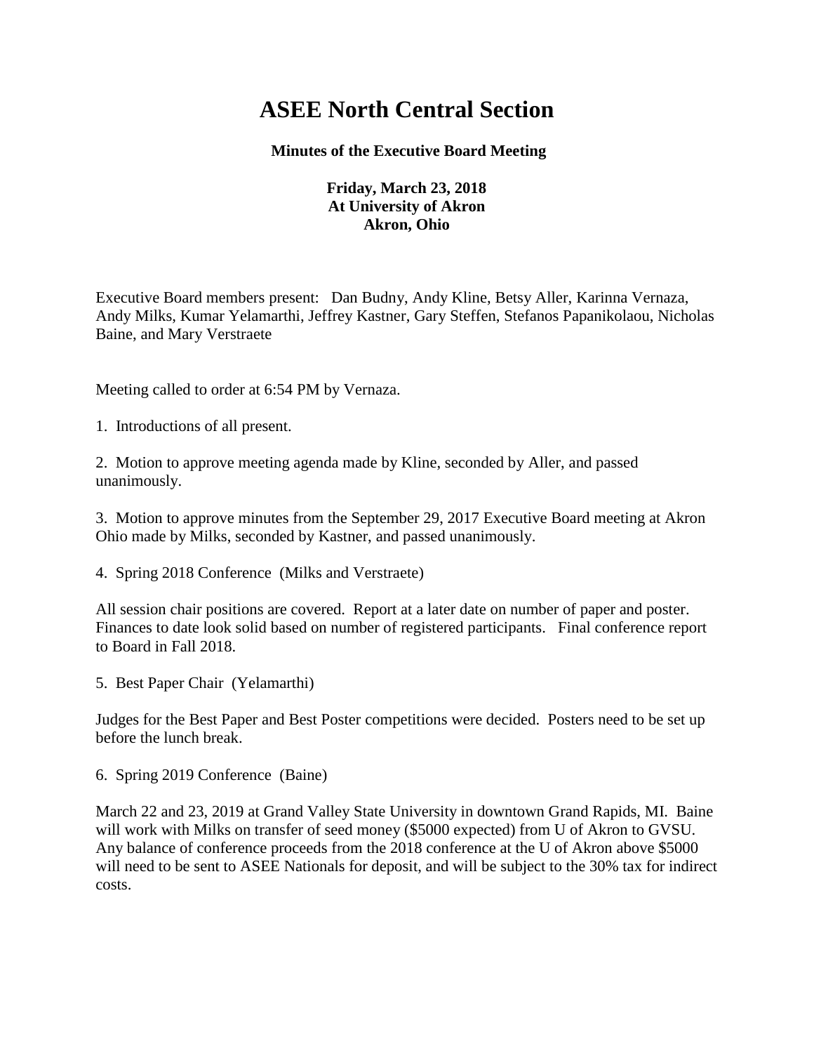# ASEE North Central Section

**Minutes of the Executive Board Meeting**

**Friday, March 23, 2018**
**At University of Akron**
**Akron, Ohio**

Executive Board members present: Dan Budny, Andy Kline, Betsy Aller, Karinna Vernaza, Andy Milks, Kumar Yelamarthi, Jeffrey Kastner, Gary Steffen, Stefanos Papanikolaou, Nicholas Baine, and Mary Verstraete

Meeting called to order at 6:54 PM by Vernaza.

1. Introductions of all present.

2. Motion to approve meeting agenda made by Kline, seconded by Aller, and passed unanimously.

3. Motion to approve minutes from the September 29, 2017 Executive Board meeting at Akron Ohio made by Milks, seconded by Kastner, and passed unanimously.

4. Spring 2018 Conference (Milks and Verstraete)

All session chair positions are covered. Report at a later date on number of paper and poster. Finances to date look solid based on number of registered participants. Final conference report to Board in Fall 2018.

5. Best Paper Chair (Yelamarthi)

Judges for the Best Paper and Best Poster competitions were decided. Posters need to be set up before the lunch break.

6. Spring 2019 Conference (Baine)

March 22 and 23, 2019 at Grand Valley State University in downtown Grand Rapids, MI. Baine will work with Milks on transfer of seed money ($5000 expected) from U of Akron to GVSU. Any balance of conference proceeds from the 2018 conference at the U of Akron above $5000 will need to be sent to ASEE Nationals for deposit, and will be subject to the 30% tax for indirect costs.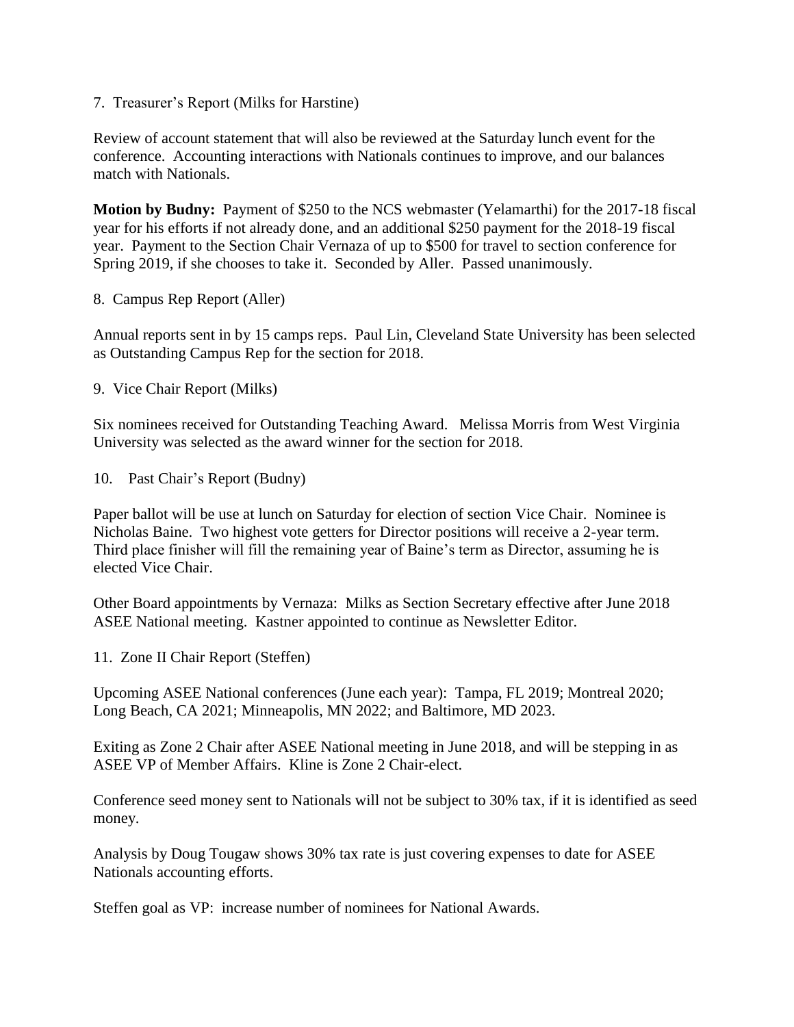7. Treasurer's Report (Milks for Harstine)

Review of account statement that will also be reviewed at the Saturday lunch event for the conference. Accounting interactions with Nationals continues to improve, and our balances match with Nationals.

**Motion by Budny:** Payment of $250 to the NCS webmaster (Yelamarthi) for the 2017-18 fiscal year for his efforts if not already done, and an additional $250 payment for the 2018-19 fiscal year. Payment to the Section Chair Vernaza of up to $500 for travel to section conference for Spring 2019, if she chooses to take it. Seconded by Aller. Passed unanimously.

8. Campus Rep Report (Aller)

Annual reports sent in by 15 camps reps. Paul Lin, Cleveland State University has been selected as Outstanding Campus Rep for the section for 2018.

9. Vice Chair Report (Milks)

Six nominees received for Outstanding Teaching Award. Melissa Morris from West Virginia University was selected as the award winner for the section for 2018.

10. Past Chair's Report (Budny)

Paper ballot will be use at lunch on Saturday for election of section Vice Chair. Nominee is Nicholas Baine. Two highest vote getters for Director positions will receive a 2-year term. Third place finisher will fill the remaining year of Baine's term as Director, assuming he is elected Vice Chair.

Other Board appointments by Vernaza: Milks as Section Secretary effective after June 2018 ASEE National meeting. Kastner appointed to continue as Newsletter Editor.

11. Zone II Chair Report (Steffen)

Upcoming ASEE National conferences (June each year): Tampa, FL 2019; Montreal 2020; Long Beach, CA 2021; Minneapolis, MN 2022; and Baltimore, MD 2023.

Exiting as Zone 2 Chair after ASEE National meeting in June 2018, and will be stepping in as ASEE VP of Member Affairs. Kline is Zone 2 Chair-elect.

Conference seed money sent to Nationals will not be subject to 30% tax, if it is identified as seed money.

Analysis by Doug Tougaw shows 30% tax rate is just covering expenses to date for ASEE Nationals accounting efforts.

Steffen goal as VP: increase number of nominees for National Awards.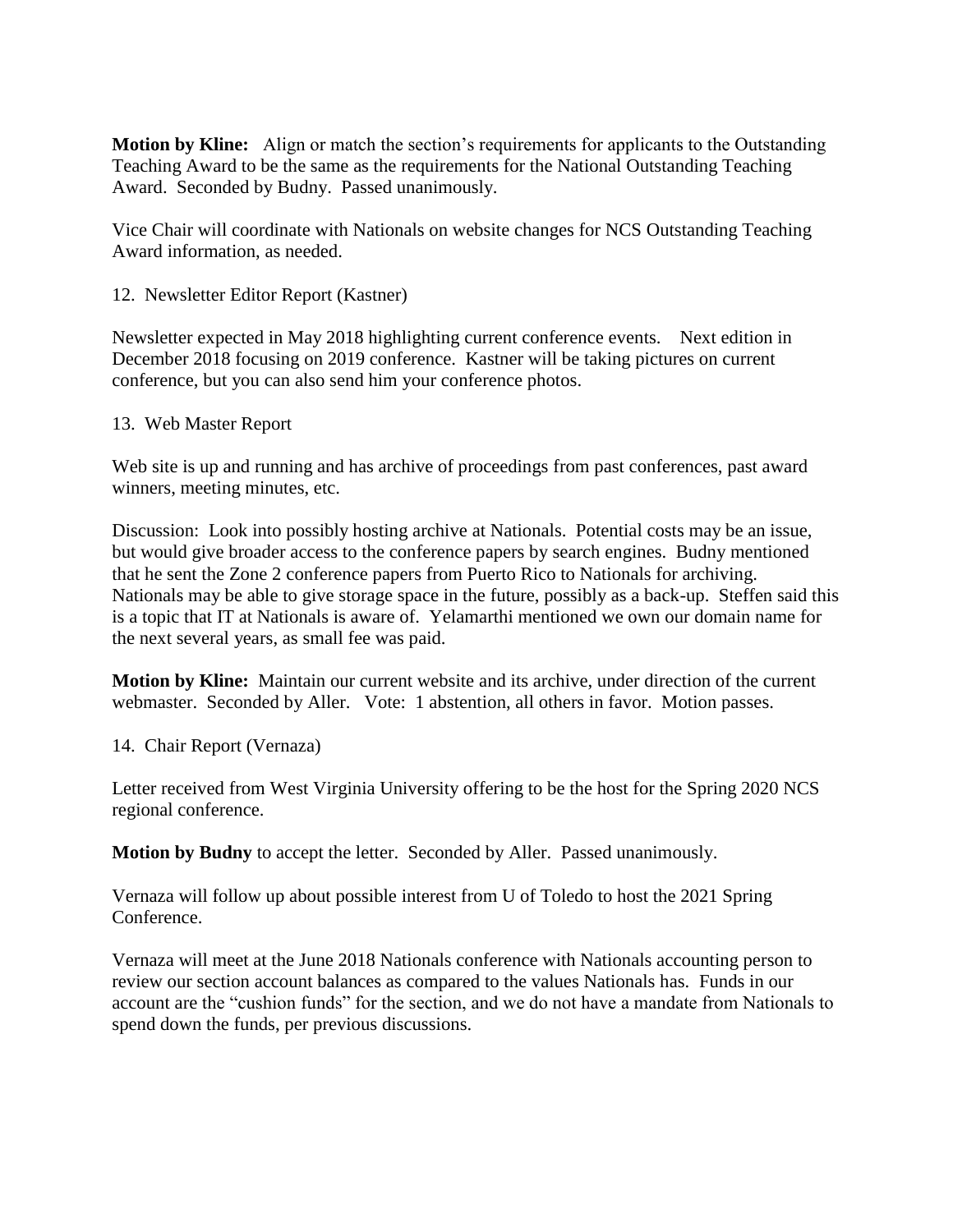**Motion by Kline:** Align or match the section's requirements for applicants to the Outstanding Teaching Award to be the same as the requirements for the National Outstanding Teaching Award. Seconded by Budny. Passed unanimously.

Vice Chair will coordinate with Nationals on website changes for NCS Outstanding Teaching Award information, as needed.

12. Newsletter Editor Report (Kastner)

Newsletter expected in May 2018 highlighting current conference events. Next edition in December 2018 focusing on 2019 conference. Kastner will be taking pictures on current conference, but you can also send him your conference photos.

13. Web Master Report

Web site is up and running and has archive of proceedings from past conferences, past award winners, meeting minutes, etc.

Discussion: Look into possibly hosting archive at Nationals. Potential costs may be an issue, but would give broader access to the conference papers by search engines. Budny mentioned that he sent the Zone 2 conference papers from Puerto Rico to Nationals for archiving. Nationals may be able to give storage space in the future, possibly as a back-up. Steffen said this is a topic that IT at Nationals is aware of. Yelamarthi mentioned we own our domain name for the next several years, as small fee was paid.

**Motion by Kline:** Maintain our current website and its archive, under direction of the current webmaster. Seconded by Aller. Vote: 1 abstention, all others in favor. Motion passes.

14. Chair Report (Vernaza)

Letter received from West Virginia University offering to be the host for the Spring 2020 NCS regional conference.

**Motion by Budny** to accept the letter. Seconded by Aller. Passed unanimously.

Vernaza will follow up about possible interest from U of Toledo to host the 2021 Spring Conference.

Vernaza will meet at the June 2018 Nationals conference with Nationals accounting person to review our section account balances as compared to the values Nationals has. Funds in our account are the "cushion funds" for the section, and we do not have a mandate from Nationals to spend down the funds, per previous discussions.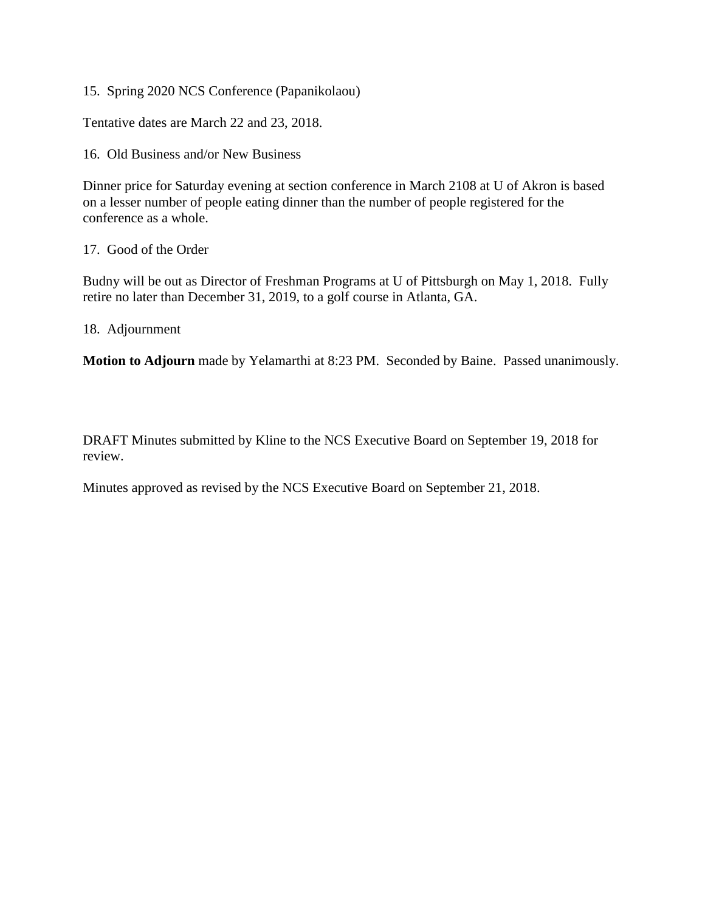15. Spring 2020 NCS Conference (Papanikolaou)

Tentative dates are March 22 and 23, 2018.

16. Old Business and/or New Business

Dinner price for Saturday evening at section conference in March 2108 at U of Akron is based on a lesser number of people eating dinner than the number of people registered for the conference as a whole.

17. Good of the Order

Budny will be out as Director of Freshman Programs at U of Pittsburgh on May 1, 2018. Fully retire no later than December 31, 2019, to a golf course in Atlanta, GA.

18. Adjournment

**Motion to Adjourn** made by Yelamarthi at 8:23 PM. Seconded by Baine. Passed unanimously.

DRAFT Minutes submitted by Kline to the NCS Executive Board on September 19, 2018 for review.

Minutes approved as revised by the NCS Executive Board on September 21, 2018.